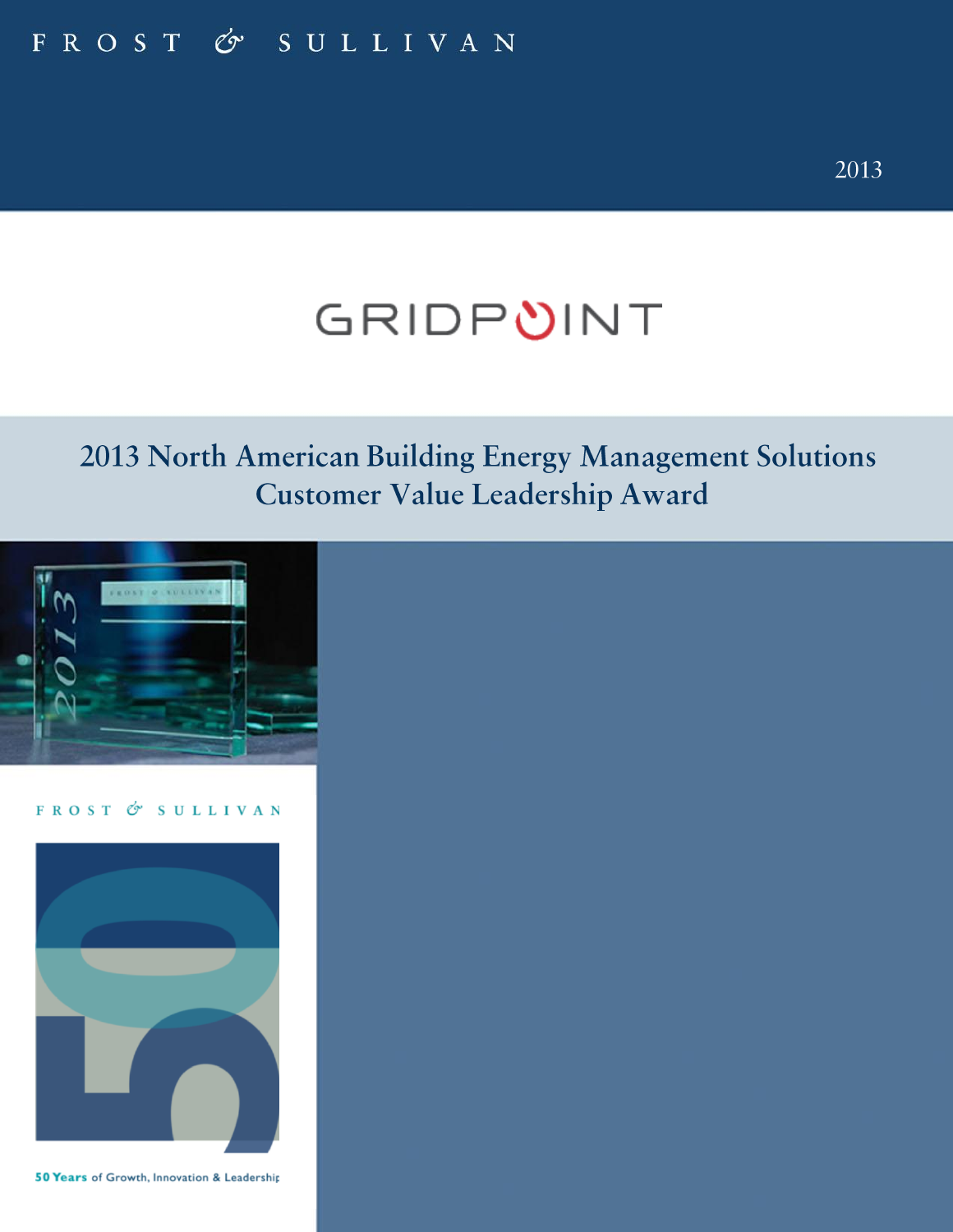FROST & SULLIVAN

2013

GRIDPOINT

# 2013 North American Building Energy Management Solutions Customer Value Leadership Award

FROST & SULLIVAN

50 Years of Growth, Innovation & Leadership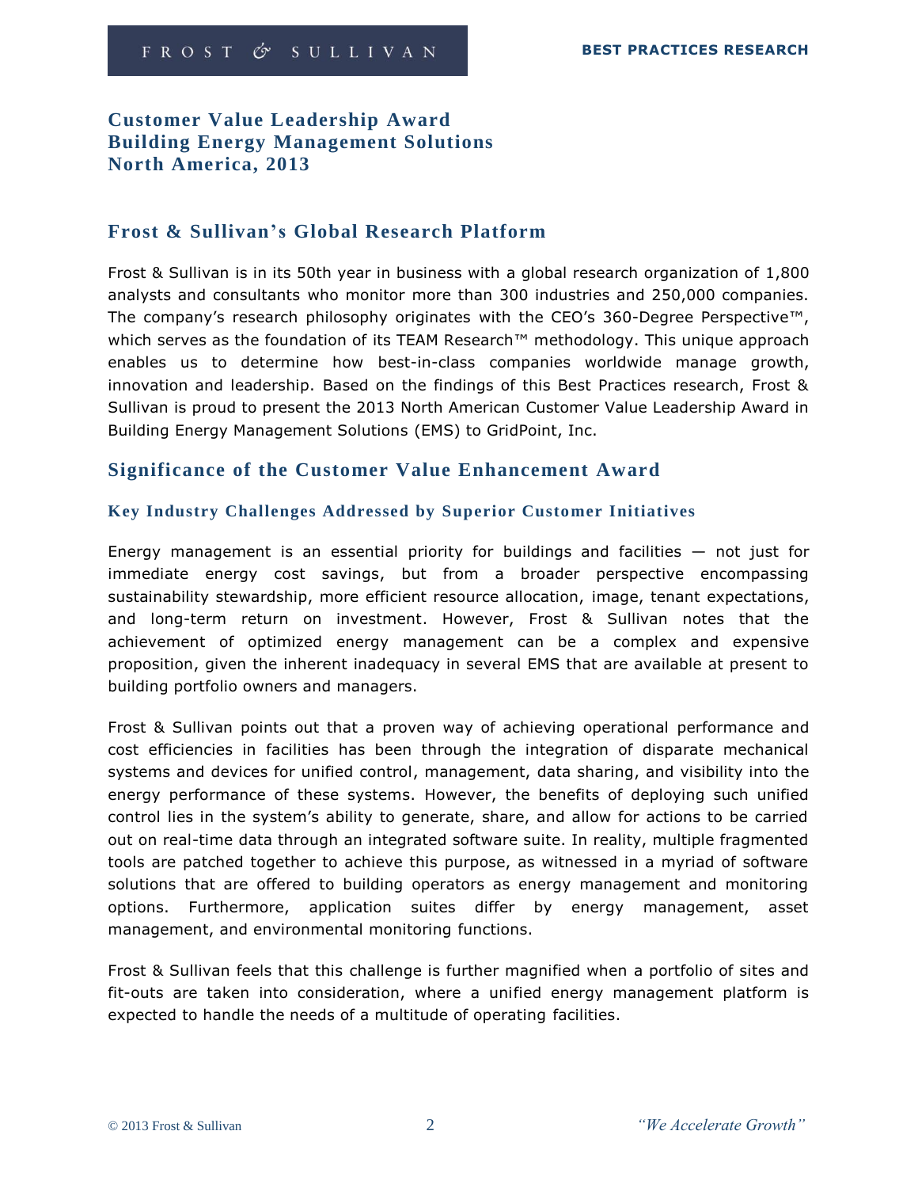# Customer Value Leadership Award
# Building Energy Management Solutions
# North America, 2013

## Frost & Sullivan's Global Research Platform

Frost & Sullivan is in its 50th year in business with a global research organization of 1,800 analysts and consultants who monitor more than 300 industries and 250,000 companies. The company's research philosophy originates with the CEO's 360-Degree Perspective™, which serves as the foundation of its TEAM Research™ methodology. This unique approach enables us to determine how best-in-class companies worldwide manage growth, innovation and leadership. Based on the findings of this Best Practices research, Frost & Sullivan is proud to present the 2013 North American Customer Value Leadership Award in Building Energy Management Solutions (EMS) to GridPoint, Inc.

## Significance of the Customer Value Enhancement Award

### Key Industry Challenges Addressed by Superior Customer Initiatives

Energy management is an essential priority for buildings and facilities — not just for immediate energy cost savings, but from a broader perspective encompassing sustainability stewardship, more efficient resource allocation, image, tenant expectations, and long-term return on investment. However, Frost & Sullivan notes that the achievement of optimized energy management can be a complex and expensive proposition, given the inherent inadequacy in several EMS that are available at present to building portfolio owners and managers.

Frost & Sullivan points out that a proven way of achieving operational performance and cost efficiencies in facilities has been through the integration of disparate mechanical systems and devices for unified control, management, data sharing, and visibility into the energy performance of these systems. However, the benefits of deploying such unified control lies in the system's ability to generate, share, and allow for actions to be carried out on real-time data through an integrated software suite. In reality, multiple fragmented tools are patched together to achieve this purpose, as witnessed in a myriad of software solutions that are offered to building operators as energy management and monitoring options. Furthermore, application suites differ by energy management, asset management, and environmental monitoring functions.

Frost & Sullivan feels that this challenge is further magnified when a portfolio of sites and fit-outs are taken into consideration, where a unified energy management platform is expected to handle the needs of a multitude of operating facilities.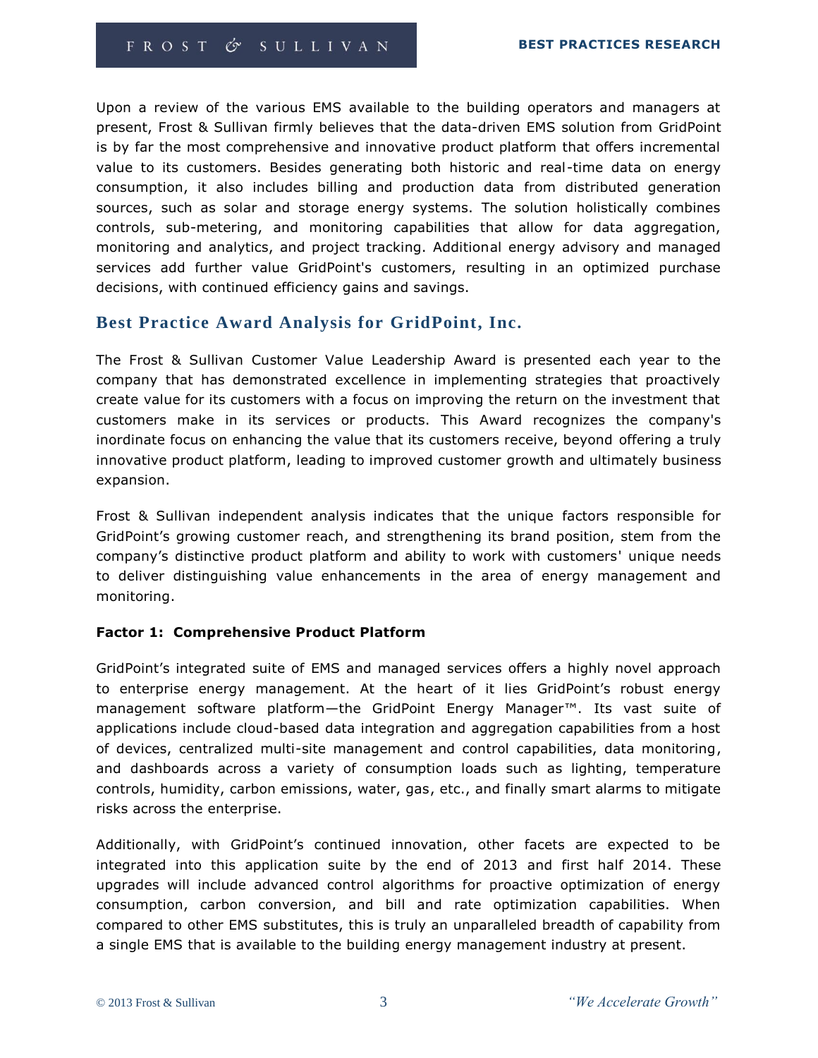Upon a review of the various EMS available to the building operators and managers at present, Frost & Sullivan firmly believes that the data-driven EMS solution from GridPoint is by far the most comprehensive and innovative product platform that offers incremental value to its customers. Besides generating both historic and real-time data on energy consumption, it also includes billing and production data from distributed generation sources, such as solar and storage energy systems. The solution holistically combines controls, sub-metering, and monitoring capabilities that allow for data aggregation, monitoring and analytics, and project tracking. Additional energy advisory and managed services add further value GridPoint's customers, resulting in an optimized purchase decisions, with continued efficiency gains and savings.

## Best Practice Award Analysis for GridPoint, Inc.

The Frost & Sullivan Customer Value Leadership Award is presented each year to the company that has demonstrated excellence in implementing strategies that proactively create value for its customers with a focus on improving the return on the investment that customers make in its services or products. This Award recognizes the company's inordinate focus on enhancing the value that its customers receive, beyond offering a truly innovative product platform, leading to improved customer growth and ultimately business expansion.

Frost & Sullivan independent analysis indicates that the unique factors responsible for GridPoint's growing customer reach, and strengthening its brand position, stem from the company's distinctive product platform and ability to work with customers' unique needs to deliver distinguishing value enhancements in the area of energy management and monitoring.

**Factor 1: Comprehensive Product Platform**

GridPoint's integrated suite of EMS and managed services offers a highly novel approach to enterprise energy management. At the heart of it lies GridPoint's robust energy management software platform—the GridPoint Energy Manager™. Its vast suite of applications include cloud-based data integration and aggregation capabilities from a host of devices, centralized multi-site management and control capabilities, data monitoring, and dashboards across a variety of consumption loads such as lighting, temperature controls, humidity, carbon emissions, water, gas, etc., and finally smart alarms to mitigate risks across the enterprise.

Additionally, with GridPoint's continued innovation, other facets are expected to be integrated into this application suite by the end of 2013 and first half 2014. These upgrades will include advanced control algorithms for proactive optimization of energy consumption, carbon conversion, and bill and rate optimization capabilities. When compared to other EMS substitutes, this is truly an unparalleled breadth of capability from a single EMS that is available to the building energy management industry at present.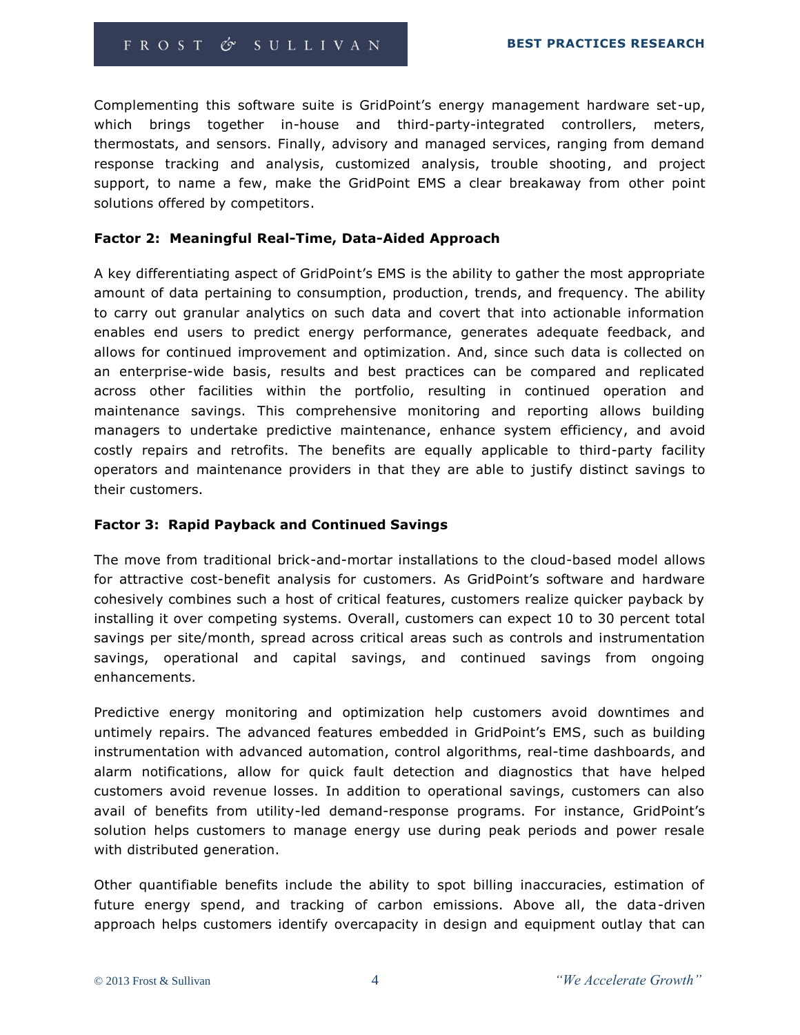Complementing this software suite is GridPoint's energy management hardware set-up, which brings together in-house and third-party-integrated controllers, meters, thermostats, and sensors. Finally, advisory and managed services, ranging from demand response tracking and analysis, customized analysis, trouble shooting, and project support, to name a few, make the GridPoint EMS a clear breakaway from other point solutions offered by competitors.

**Factor 2: Meaningful Real-Time, Data-Aided Approach**

A key differentiating aspect of GridPoint's EMS is the ability to gather the most appropriate amount of data pertaining to consumption, production, trends, and frequency. The ability to carry out granular analytics on such data and covert that into actionable information enables end users to predict energy performance, generates adequate feedback, and allows for continued improvement and optimization. And, since such data is collected on an enterprise-wide basis, results and best practices can be compared and replicated across other facilities within the portfolio, resulting in continued operation and maintenance savings. This comprehensive monitoring and reporting allows building managers to undertake predictive maintenance, enhance system efficiency, and avoid costly repairs and retrofits. The benefits are equally applicable to third-party facility operators and maintenance providers in that they are able to justify distinct savings to their customers.

**Factor 3: Rapid Payback and Continued Savings**

The move from traditional brick-and-mortar installations to the cloud-based model allows for attractive cost-benefit analysis for customers. As GridPoint's software and hardware cohesively combines such a host of critical features, customers realize quicker payback by installing it over competing systems. Overall, customers can expect 10 to 30 percent total savings per site/month, spread across critical areas such as controls and instrumentation savings, operational and capital savings, and continued savings from ongoing enhancements.

Predictive energy monitoring and optimization help customers avoid downtimes and untimely repairs. The advanced features embedded in GridPoint's EMS, such as building instrumentation with advanced automation, control algorithms, real-time dashboards, and alarm notifications, allow for quick fault detection and diagnostics that have helped customers avoid revenue losses. In addition to operational savings, customers can also avail of benefits from utility-led demand-response programs. For instance, GridPoint's solution helps customers to manage energy use during peak periods and power resale with distributed generation.

Other quantifiable benefits include the ability to spot billing inaccuracies, estimation of future energy spend, and tracking of carbon emissions. Above all, the data-driven approach helps customers identify overcapacity in design and equipment outlay that can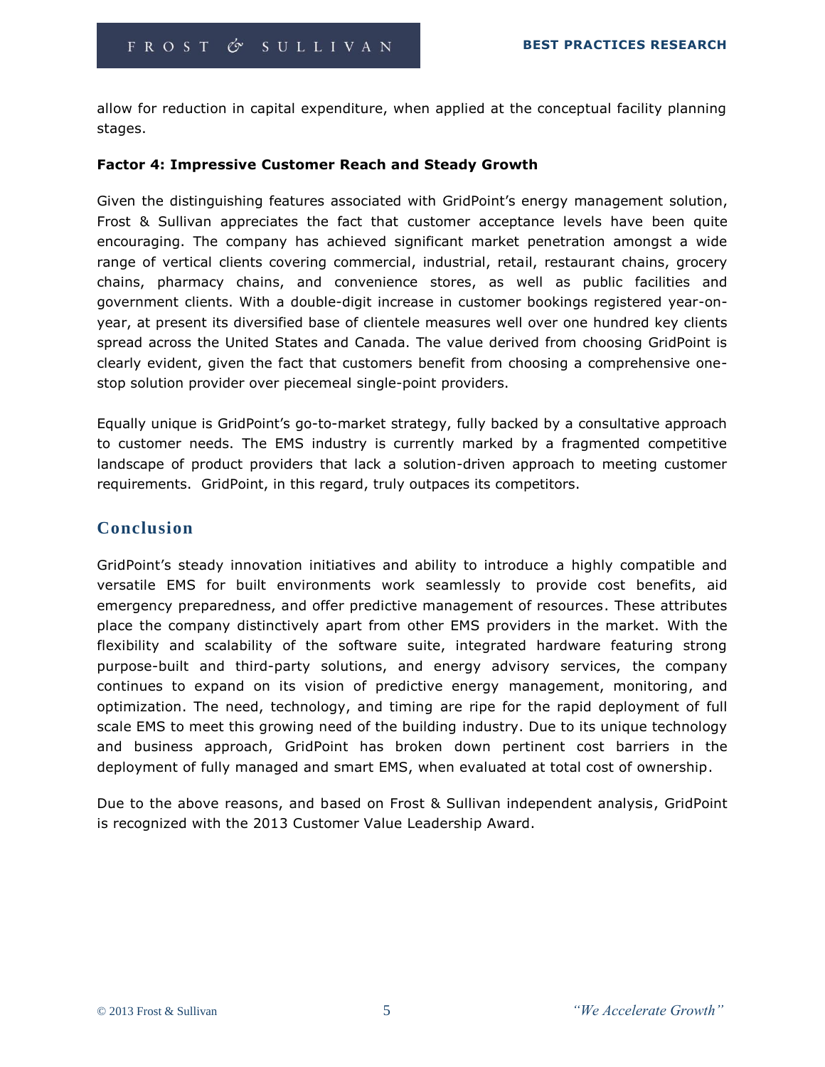allow for reduction in capital expenditure, when applied at the conceptual facility planning stages.

**Factor 4: Impressive Customer Reach and Steady Growth**

Given the distinguishing features associated with GridPoint's energy management solution, Frost & Sullivan appreciates the fact that customer acceptance levels have been quite encouraging. The company has achieved significant market penetration amongst a wide range of vertical clients covering commercial, industrial, retail, restaurant chains, grocery chains, pharmacy chains, and convenience stores, as well as public facilities and government clients. With a double-digit increase in customer bookings registered year-on-year, at present its diversified base of clientele measures well over one hundred key clients spread across the United States and Canada. The value derived from choosing GridPoint is clearly evident, given the fact that customers benefit from choosing a comprehensive one-stop solution provider over piecemeal single-point providers.

Equally unique is GridPoint's go-to-market strategy, fully backed by a consultative approach to customer needs. The EMS industry is currently marked by a fragmented competitive landscape of product providers that lack a solution-driven approach to meeting customer requirements. GridPoint, in this regard, truly outpaces its competitors.

## Conclusion

GridPoint's steady innovation initiatives and ability to introduce a highly compatible and versatile EMS for built environments work seamlessly to provide cost benefits, aid emergency preparedness, and offer predictive management of resources. These attributes place the company distinctively apart from other EMS providers in the market. With the flexibility and scalability of the software suite, integrated hardware featuring strong purpose-built and third-party solutions, and energy advisory services, the company continues to expand on its vision of predictive energy management, monitoring, and optimization. The need, technology, and timing are ripe for the rapid deployment of full scale EMS to meet this growing need of the building industry. Due to its unique technology and business approach, GridPoint has broken down pertinent cost barriers in the deployment of fully managed and smart EMS, when evaluated at total cost of ownership.

Due to the above reasons, and based on Frost & Sullivan independent analysis, GridPoint is recognized with the 2013 Customer Value Leadership Award.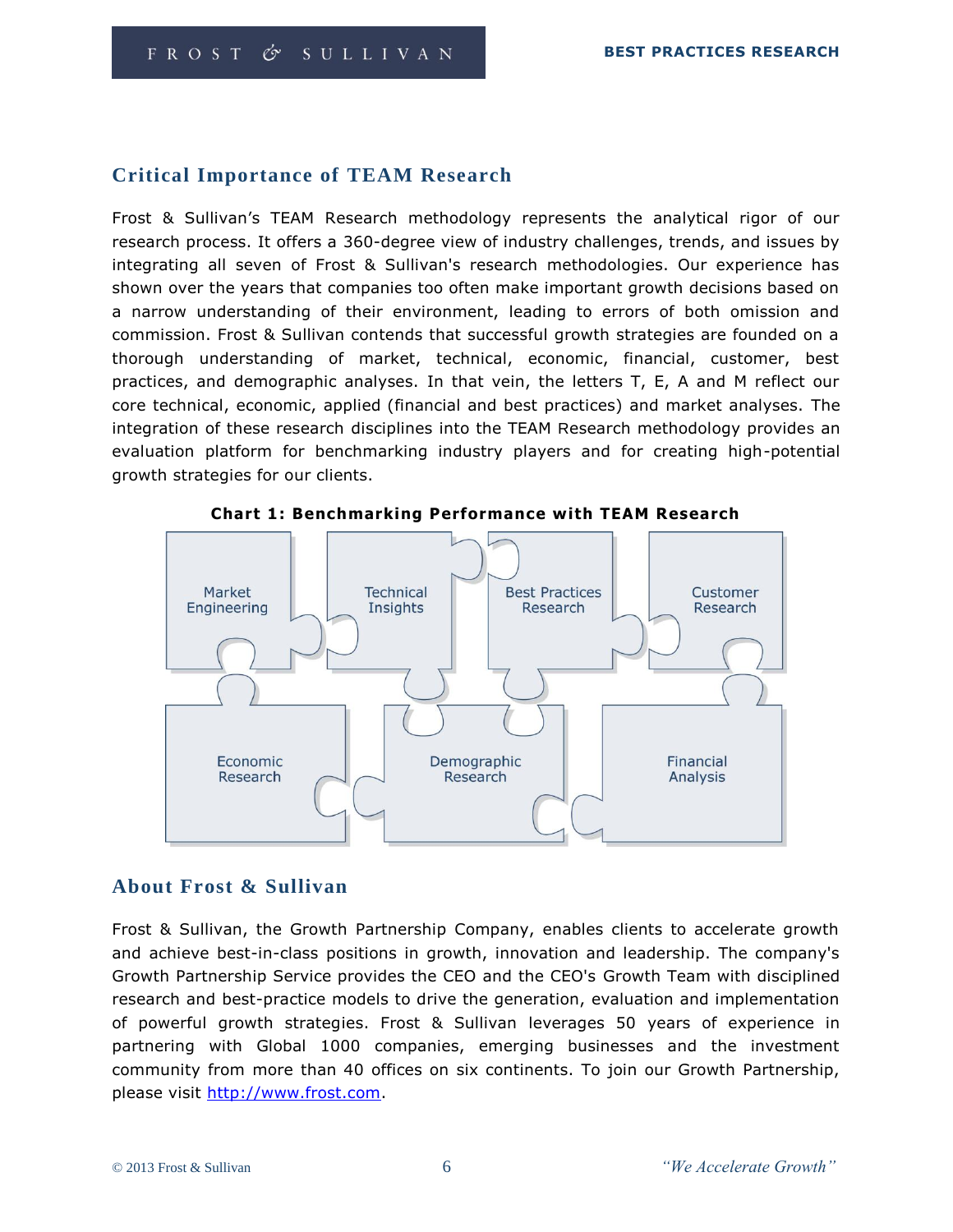## Critical Importance of TEAM Research

Frost & Sullivan's TEAM Research methodology represents the analytical rigor of our research process. It offers a 360-degree view of industry challenges, trends, and issues by integrating all seven of Frost & Sullivan's research methodologies. Our experience has shown over the years that companies too often make important growth decisions based on a narrow understanding of their environment, leading to errors of both omission and commission. Frost & Sullivan contends that successful growth strategies are founded on a thorough understanding of market, technical, economic, financial, customer, best practices, and demographic analyses. In that vein, the letters T, E, A and M reflect our core technical, economic, applied (financial and best practices) and market analyses. The integration of these research disciplines into the TEAM Research methodology provides an evaluation platform for benchmarking industry players and for creating high-potential growth strategies for our clients.

**Chart 1: Benchmarking Performance with TEAM Research**

Market Engineering

Technical Insights

Best Practices Research

Customer Research

Economic Research

Demographic Research

Financial Analysis

## About Frost & Sullivan

Frost & Sullivan, the Growth Partnership Company, enables clients to accelerate growth and achieve best-in-class positions in growth, innovation and leadership. The company's Growth Partnership Service provides the CEO and the CEO's Growth Team with disciplined research and best-practice models to drive the generation, evaluation and implementation of powerful growth strategies. Frost & Sullivan leverages 50 years of experience in partnering with Global 1000 companies, emerging businesses and the investment community from more than 40 offices on six continents. To join our Growth Partnership, please visit [http://www.frost.com](http://www.frost.com).